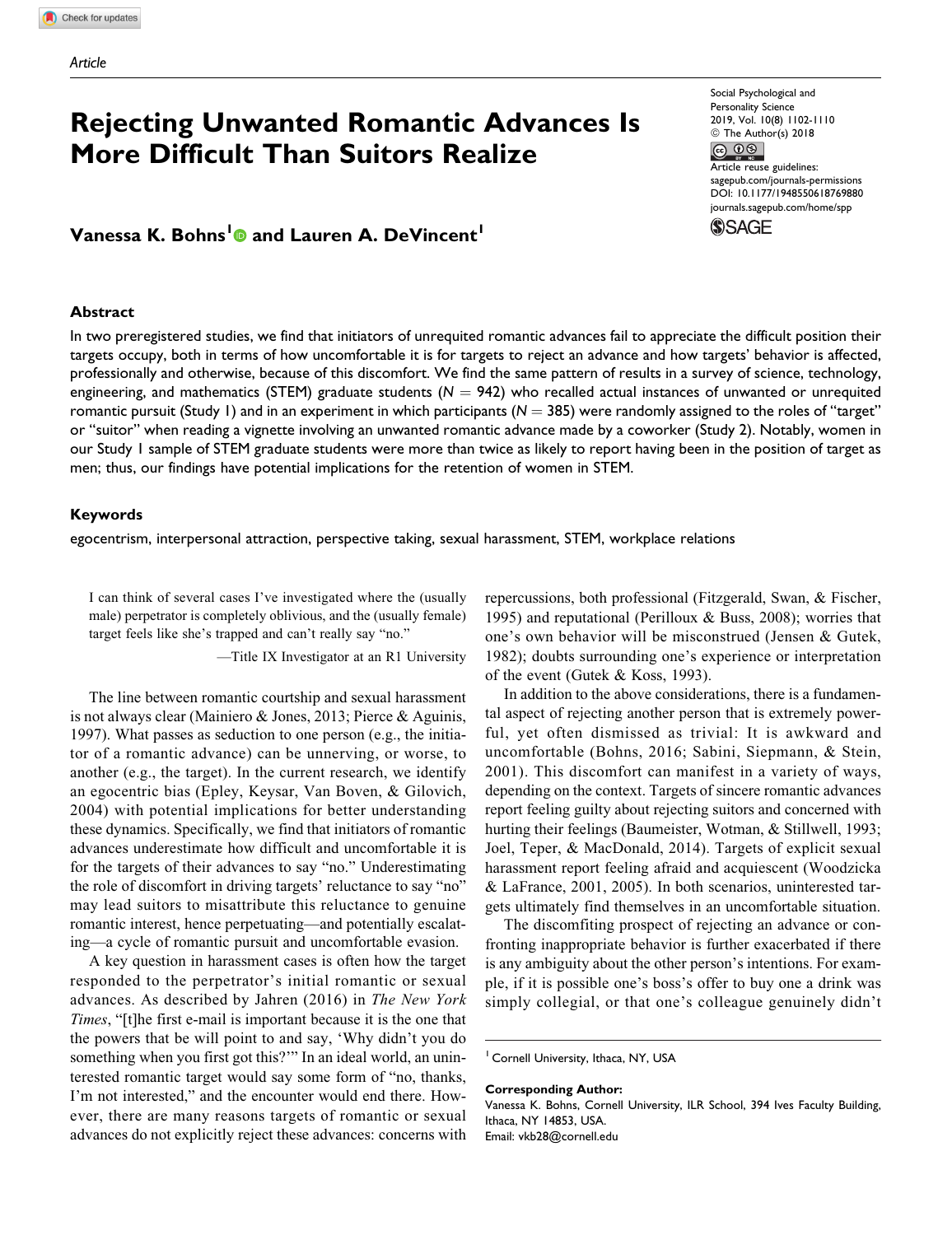Article

# Rejecting Unwanted Romantic Advances Is More Difficult Than Suitors Realize

**Vanessa K. Bohns[1] and Lauren A. DeVincent[1]**

## Abstract

In two preregistered studies, we find that initiators of unrequited romantic advances fail to appreciate the difficult position their targets occupy, both in terms of how uncomfortable it is for targets to reject an advance and how targets' behavior is affected, professionally and otherwise, because of this discomfort. We find the same pattern of results in a survey of science, technology, engineering, and mathematics (STEM) graduate students ($N = 942$) who recalled actual instances of unwanted or unrequited romantic pursuit (Study 1) and in an experiment in which participants ($N = 385$) were randomly assigned to the roles of "target" or "suitor" when reading a vignette involving an unwanted romantic advance made by a coworker (Study 2). Notably, women in our Study 1 sample of STEM graduate students were more than twice as likely to report having been in the position of target as men; thus, our findings have potential implications for the retention of women in STEM.

### Keywords

egocentrism, interpersonal attraction, perspective taking, sexual harassment, STEM, workplace relations

> I can think of several cases I've investigated where the (usually male) perpetrator is completely oblivious, and the (usually female) target feels like she's trapped and can't really say "no."
>
> —Title IX Investigator at an R1 University

The line between romantic courtship and sexual harassment is not always clear (Mainiero & Jones, 2013; Pierce & Aguinis, 1997). What passes as seduction to one person (e.g., the initiator of a romantic advance) can be unnerving, or worse, to another (e.g., the target). In the current research, we identify an egocentric bias (Epley, Keysar, Van Boven, & Gilovich, 2004) with potential implications for better understanding these dynamics. Specifically, we find that initiators of romantic advances underestimate how difficult and uncomfortable it is for the targets of their advances to say "no." Underestimating the role of discomfort in driving targets' reluctance to say "no" may lead suitors to misattribute this reluctance to genuine romantic interest, hence perpetuating—and potentially escalating—a cycle of romantic pursuit and uncomfortable evasion.

A key question in harassment cases is often how the target responded to the perpetrator's initial romantic or sexual advances. As described by Jahren (2016) in *The New York Times*, "[t]he first e-mail is important because it is the one that the powers that be will point to and say, 'Why didn't you do something when you first got this?'" In an ideal world, an uninterested romantic target would say some form of "no, thanks, I'm not interested," and the encounter would end there. However, there are many reasons targets of romantic or sexual advances do not explicitly reject these advances: concerns with repercussions, both professional (Fitzgerald, Swan, & Fischer, 1995) and reputational (Perilloux & Buss, 2008); worries that one's own behavior will be misconstrued (Jensen & Gutek, 1982); doubts surrounding one's experience or interpretation of the event (Gutek & Koss, 1993).

In addition to the above considerations, there is a fundamental aspect of rejecting another person that is extremely powerful, yet often dismissed as trivial: It is awkward and uncomfortable (Bohns, 2016; Sabini, Siepmann, & Stein, 2001). This discomfort can manifest in a variety of ways, depending on the context. Targets of sincere romantic advances report feeling guilty about rejecting suitors and concerned with hurting their feelings (Baumeister, Wotman, & Stillwell, 1993; Joel, Teper, & MacDonald, 2014). Targets of explicit sexual harassment report feeling afraid and acquiescent (Woodzicka & LaFrance, 2001, 2005). In both scenarios, uninterested targets ultimately find themselves in an uncomfortable situation.

The discomfiting prospect of rejecting an advance or confronting inappropriate behavior is further exacerbated if there is any ambiguity about the other person's intentions. For example, if it is possible one's boss's offer to buy one a drink was simply collegial, or that one's colleague genuinely didn't

---

[1] Cornell University, Ithaca, NY, USA

**Corresponding Author:**
Vanessa K. Bohns, Cornell University, ILR School, 394 Ives Faculty Building, Ithaca, NY 14853, USA.
Email: vkb28@cornell.edu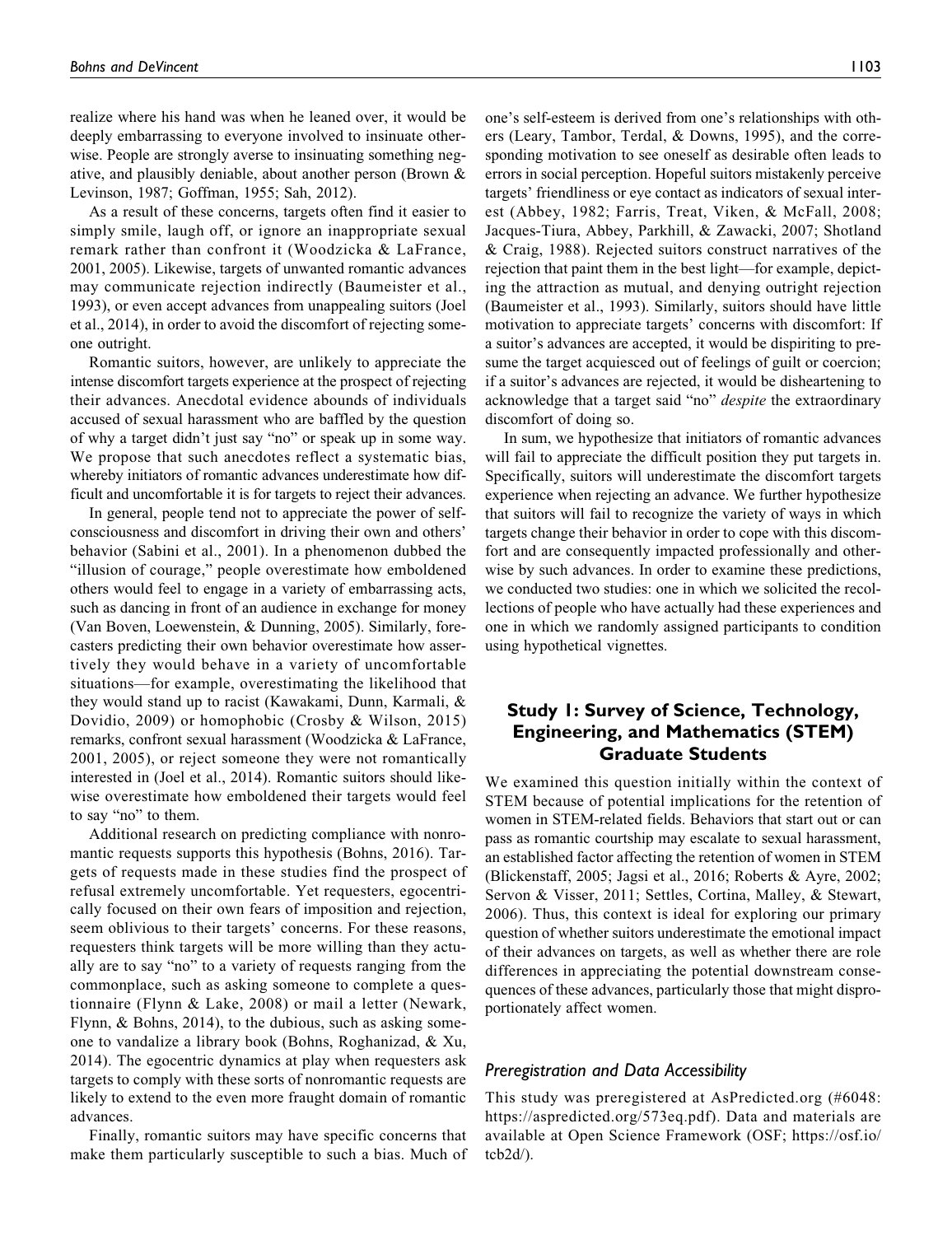realize where his hand was when he leaned over, it would be deeply embarrassing to everyone involved to insinuate otherwise. People are strongly averse to insinuating something negative, and plausibly deniable, about another person (Brown & Levinson, 1987; Goffman, 1955; Sah, 2012).

As a result of these concerns, targets often find it easier to simply smile, laugh off, or ignore an inappropriate sexual remark rather than confront it (Woodzicka & LaFrance, 2001, 2005). Likewise, targets of unwanted romantic advances may communicate rejection indirectly (Baumeister et al., 1993), or even accept advances from unappealing suitors (Joel et al., 2014), in order to avoid the discomfort of rejecting someone outright.

Romantic suitors, however, are unlikely to appreciate the intense discomfort targets experience at the prospect of rejecting their advances. Anecdotal evidence abounds of individuals accused of sexual harassment who are baffled by the question of why a target didn't just say "no" or speak up in some way. We propose that such anecdotes reflect a systematic bias, whereby initiators of romantic advances underestimate how difficult and uncomfortable it is for targets to reject their advances.

In general, people tend not to appreciate the power of self-consciousness and discomfort in driving their own and others' behavior (Sabini et al., 2001). In a phenomenon dubbed the "illusion of courage," people overestimate how emboldened others would feel to engage in a variety of embarrassing acts, such as dancing in front of an audience in exchange for money (Van Boven, Loewenstein, & Dunning, 2005). Similarly, forecasters predicting their own behavior overestimate how assertively they would behave in a variety of uncomfortable situations—for example, overestimating the likelihood that they would stand up to racist (Kawakami, Dunn, Karmali, & Dovidio, 2009) or homophobic (Crosby & Wilson, 2015) remarks, confront sexual harassment (Woodzicka & LaFrance, 2001, 2005), or reject someone they were not romantically interested in (Joel et al., 2014). Romantic suitors should likewise overestimate how emboldened their targets would feel to say "no" to them.

Additional research on predicting compliance with nonromantic requests supports this hypothesis (Bohns, 2016). Targets of requests made in these studies find the prospect of refusal extremely uncomfortable. Yet requesters, egocentrically focused on their own fears of imposition and rejection, seem oblivious to their targets' concerns. For these reasons, requesters think targets will be more willing than they actually are to say "no" to a variety of requests ranging from the commonplace, such as asking someone to complete a questionnaire (Flynn & Lake, 2008) or mail a letter (Newark, Flynn, & Bohns, 2014), to the dubious, such as asking someone to vandalize a library book (Bohns, Roghanizad, & Xu, 2014). The egocentric dynamics at play when requesters ask targets to comply with these sorts of nonromantic requests are likely to extend to the even more fraught domain of romantic advances.

Finally, romantic suitors may have specific concerns that make them particularly susceptible to such a bias. Much of one's self-esteem is derived from one's relationships with others (Leary, Tambor, Terdal, & Downs, 1995), and the corresponding motivation to see oneself as desirable often leads to errors in social perception. Hopeful suitors mistakenly perceive targets' friendliness or eye contact as indicators of sexual interest (Abbey, 1982; Farris, Treat, Viken, & McFall, 2008; Jacques-Tiura, Abbey, Parkhill, & Zawacki, 2007; Shotland & Craig, 1988). Rejected suitors construct narratives of the rejection that paint them in the best light—for example, depicting the attraction as mutual, and denying outright rejection (Baumeister et al., 1993). Similarly, suitors should have little motivation to appreciate targets' concerns with discomfort: If a suitor's advances are accepted, it would be dispiriting to presume the target acquiesced out of feelings of guilt or coercion; if a suitor's advances are rejected, it would be disheartening to acknowledge that a target said "no" *despite* the extraordinary discomfort of doing so.

In sum, we hypothesize that initiators of romantic advances will fail to appreciate the difficult position they put targets in. Specifically, suitors will underestimate the discomfort targets experience when rejecting an advance. We further hypothesize that suitors will fail to recognize the variety of ways in which targets change their behavior in order to cope with this discomfort and are consequently impacted professionally and otherwise by such advances. In order to examine these predictions, we conducted two studies: one in which we solicited the recollections of people who have actually had these experiences and one in which we randomly assigned participants to condition using hypothetical vignettes.

## Study 1: Survey of Science, Technology, Engineering, and Mathematics (STEM) Graduate Students

We examined this question initially within the context of STEM because of potential implications for the retention of women in STEM-related fields. Behaviors that start out or can pass as romantic courtship may escalate to sexual harassment, an established factor affecting the retention of women in STEM (Blickenstaff, 2005; Jagsi et al., 2016; Roberts & Ayre, 2002; Servon & Visser, 2011; Settles, Cortina, Malley, & Stewart, 2006). Thus, this context is ideal for exploring our primary question of whether suitors underestimate the emotional impact of their advances on targets, as well as whether there are role differences in appreciating the potential downstream consequences of these advances, particularly those that might disproportionately affect women.

### Preregistration and Data Accessibility

This study was preregistered at AsPredicted.org (#6048: https://aspredicted.org/573eq.pdf). Data and materials are available at Open Science Framework (OSF; https://osf.io/tcb2d/).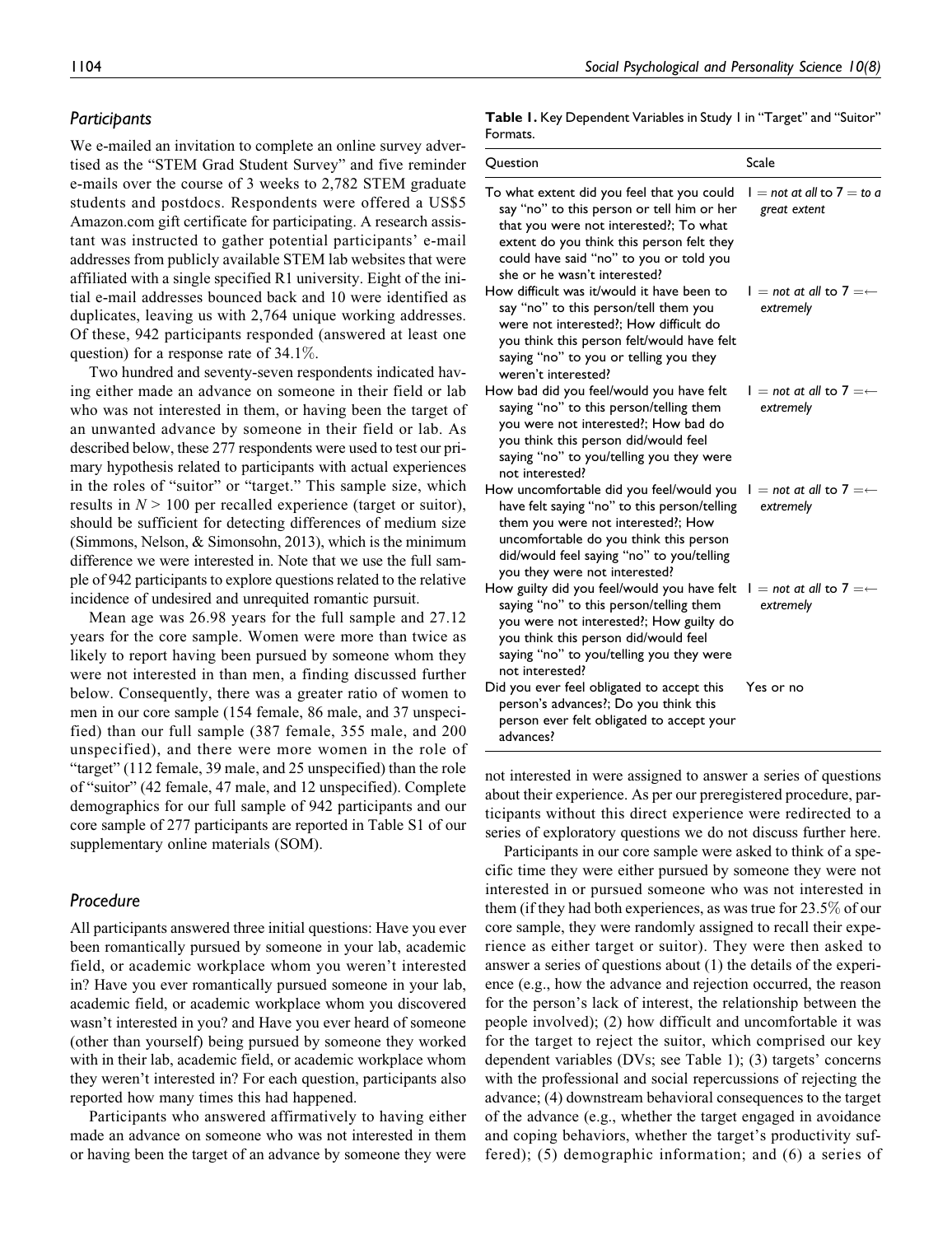## *Participants*

We e-mailed an invitation to complete an online survey advertised as the "STEM Grad Student Survey" and five reminder e-mails over the course of 3 weeks to 2,782 STEM graduate students and postdocs. Respondents were offered a US$5 Amazon.com gift certificate for participating. A research assistant was instructed to gather potential participants' e-mail addresses from publicly available STEM lab websites that were affiliated with a single specified R1 university. Eight of the initial e-mail addresses bounced back and 10 were identified as duplicates, leaving us with 2,764 unique working addresses. Of these, 942 participants responded (answered at least one question) for a response rate of 34.1%.

Two hundred and seventy-seven respondents indicated having either made an advance on someone in their field or lab who was not interested in them, or having been the target of an unwanted advance by someone in their field or lab. As described below, these 277 respondents were used to test our primary hypothesis related to participants with actual experiences in the roles of "suitor" or "target." This sample size, which results in $N > 100$ per recalled experience (target or suitor), should be sufficient for detecting differences of medium size (Simmons, Nelson, & Simonsohn, 2013), which is the minimum difference we were interested in. Note that we use the full sample of 942 participants to explore questions related to the relative incidence of undesired and unrequited romantic pursuit.

Mean age was 26.98 years for the full sample and 27.12 years for the core sample. Women were more than twice as likely to report having been pursued by someone whom they were not interested in than men, a finding discussed further below. Consequently, there was a greater ratio of women to men in our core sample (154 female, 86 male, and 37 unspecified) than our full sample (387 female, 355 male, and 200 unspecified), and there were more women in the role of "target" (112 female, 39 male, and 25 unspecified) than the role of "suitor" (42 female, 47 male, and 12 unspecified). Complete demographics for our full sample of 942 participants and our core sample of 277 participants are reported in Table S1 of our supplementary online materials (SOM).

## *Procedure*

All participants answered three initial questions: Have you ever been romantically pursued by someone in your lab, academic field, or academic workplace whom you weren't interested in? Have you ever romantically pursued someone in your lab, academic field, or academic workplace whom you discovered wasn't interested in you? and Have you ever heard of someone (other than yourself) being pursued by someone they worked with in their lab, academic field, or academic workplace whom they weren't interested in? For each question, participants also reported how many times this had happened.

Participants who answered affirmatively to having either made an advance on someone who was not interested in them or having been the target of an advance by someone they were not interested in were assigned to answer a series of questions about their experience. As per our preregistered procedure, participants without this direct experience were redirected to a series of exploratory questions we do not discuss further here.

Participants in our core sample were asked to think of a specific time they were either pursued by someone they were not interested in or pursued someone who was not interested in them (if they had both experiences, as was true for 23.5% of our core sample, they were randomly assigned to recall their experience as either target or suitor). They were then asked to answer a series of questions about (1) the details of the experience (e.g., how the advance and rejection occurred, the reason for the person's lack of interest, the relationship between the people involved); (2) how difficult and uncomfortable it was for the target to reject the suitor, which comprised our key dependent variables (DVs; see Table 1); (3) targets' concerns with the professional and social repercussions of rejecting the advance; (4) downstream behavioral consequences to the target of the advance (e.g., whether the target engaged in avoidance and coping behaviors, whether the target's productivity suffered); (5) demographic information; and (6) a series of

**Table 1.** Key Dependent Variables in Study 1 in "Target" and "Suitor" Formats.

| Question | Scale |
|---|---|
| To what extent did you feel that you could say "no" to this person or tell him or her that you were not interested?; To what extent do you think this person felt they could have said "no" to you or told you she or he wasn't interested? | 1 = *not at all* to 7 = *to a great extent* |
| How difficult was it/would it have been to say "no" to this person/tell them you were not interested?; How difficult do you think this person felt/would have felt saying "no" to you or telling you they weren't interested? | 1 = *not at all* to 7 = *extremely* |
| How bad did you feel/would you have felt saying "no" to this person/telling them you were not interested?; How bad do you think this person did/would feel saying "no" to you/telling you they were not interested? | 1 = *not at all* to 7 = *extremely* |
| How uncomfortable did you feel/would you have felt saying "no" to this person/telling them you were not interested?; How uncomfortable do you think this person did/would feel saying "no" to you/telling you they were not interested? | 1 = *not at all* to 7 = *extremely* |
| How guilty did you feel/would you have felt saying "no" to this person/telling them you were not interested?; How guilty do you think this person did/would feel saying "no" to you/telling you they were not interested? | 1 = *not at all* to 7 = *extremely* |
| Did you ever feel obligated to accept this person's advances?; Do you think this person ever felt obligated to accept your advances? | Yes or no |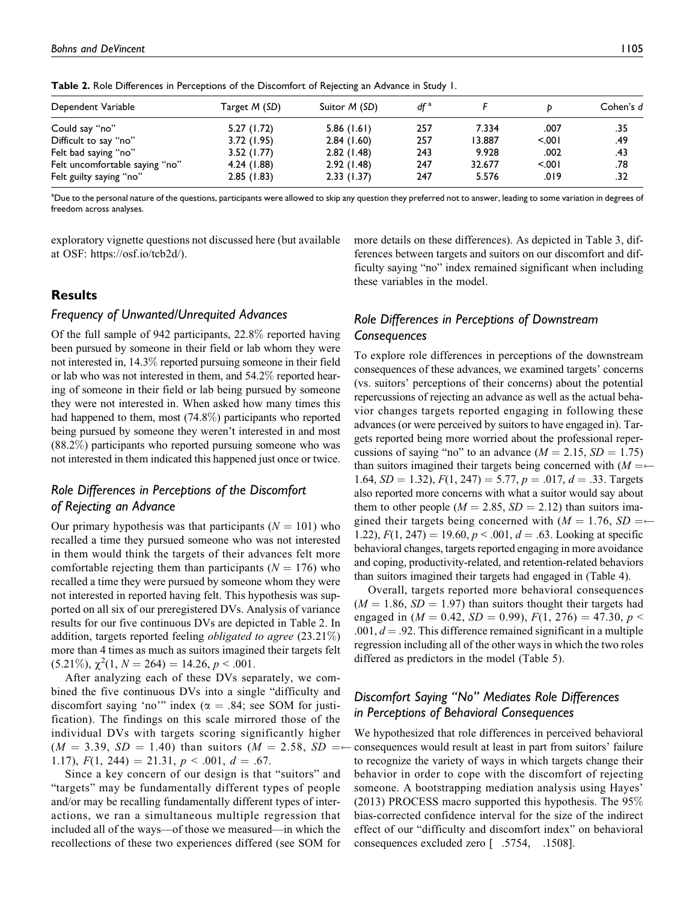**Table 2.** Role Differences in Perceptions of the Discomfort of Rejecting an Advance in Study 1.

| Dependent Variable | Target M (SD) | Suitor M (SD) | df [a] | F | p | Cohen's d |
|---|---|---|---|---|---|---|
| Could say "no" | 5.27 (1.72) | 5.86 (1.61) | 257 | 7.334 | .007 | .35 |
| Difficult to say "no" | 3.72 (1.95) | 2.84 (1.60) | 257 | 13.887 | <.001 | .49 |
| Felt bad saying "no" | 3.52 (1.77) | 2.82 (1.48) | 243 | 9.928 | .002 | .43 |
| Felt uncomfortable saying "no" | 4.24 (1.88) | 2.92 (1.48) | 247 | 32.677 | <.001 | .78 |
| Felt guilty saying "no" | 2.85 (1.83) | 2.33 (1.37) | 247 | 5.576 | .019 | .32 |

[a]Due to the personal nature of the questions, participants were allowed to skip any question they preferred not to answer, leading to some variation in degrees of freedom across analyses.

exploratory vignette questions not discussed here (but available at OSF: https://osf.io/tcb2d/).

## Results

### Frequency of Unwanted/Unrequited Advances

Of the full sample of 942 participants, 22.8% reported having been pursued by someone in their field or lab whom they were not interested in, 14.3% reported pursuing someone in their field or lab who was not interested in them, and 54.2% reported hearing of someone in their field or lab being pursued by someone they were not interested in. When asked how many times this had happened to them, most (74.8%) participants who reported being pursued by someone they weren't interested in and most (88.2%) participants who reported pursuing someone who was not interested in them indicated this happened just once or twice.

### Role Differences in Perceptions of the Discomfort of Rejecting an Advance

Our primary hypothesis was that participants ($N = 101$) who recalled a time they pursued someone who was not interested in them would think the targets of their advances felt more comfortable rejecting them than participants ($N = 176$) who recalled a time they were pursued by someone whom they were not interested in reported having felt. This hypothesis was supported on all six of our preregistered DVs. Analysis of variance results for our five continuous DVs are depicted in Table 2. In addition, targets reported feeling *obligated to agree* (23.21%) more than 4 times as much as suitors imagined their targets felt (5.21%), $\chi^2(1, N = 264) = 14.26$, $p < .001$.

After analyzing each of these DVs separately, we combined the five continuous DVs into a single "difficulty and discomfort saying 'no'" index ($\alpha = .84$; see SOM for justification). The findings on this scale mirrored those of the individual DVs with targets scoring significantly higher ($M = 3.39$, $SD = 1.40$) than suitors ($M = 2.58$, $SD = 1.17$), $F(1, 244) = 21.31$, $p < .001$, $d = .67$.

Since a key concern of our design is that "suitors" and "targets" may be fundamentally different types of people and/or may be recalling fundamentally different types of interactions, we ran a simultaneous multiple regression that included all of the ways—of those we measured—in which the recollections of these two experiences differed (see SOM for more details on these differences). As depicted in Table 3, differences between targets and suitors on our discomfort and difficulty saying "no" index remained significant when including these variables in the model.

### Role Differences in Perceptions of Downstream Consequences

To explore role differences in perceptions of the downstream consequences of these advances, we examined targets' concerns (vs. suitors' perceptions of their concerns) about the potential repercussions of rejecting an advance as well as the actual behavior changes targets reported engaging in following these advances (or were perceived by suitors to have engaged in). Targets reported being more worried about the professional repercussions of saying "no" to an advance ($M = 2.15$, $SD = 1.75$) than suitors imagined their targets being concerned with ($M = 1.64$, $SD = 1.32$), $F(1, 247) = 5.77$, $p = .017$, $d = .33$. Targets also reported more concerns with what a suitor would say about them to other people ($M = 2.85$, $SD = 2.12$) than suitors imagined their targets being concerned with ($M = 1.76$, $SD = 1.22$), $F(1, 247) = 19.60$, $p < .001$, $d = .63$. Looking at specific behavioral changes, targets reported engaging in more avoidance and coping, productivity-related, and retention-related behaviors than suitors imagined their targets had engaged in (Table 4).

Overall, targets reported more behavioral consequences ($M = 1.86$, $SD = 1.97$) than suitors thought their targets had engaged in ($M = 0.42$, $SD = 0.99$), $F(1, 276) = 47.30$, $p < .001$, $d = .92$. This difference remained significant in a multiple regression including all of the other ways in which the two roles differed as predictors in the model (Table 5).

### Discomfort Saying "No" Mediates Role Differences in Perceptions of Behavioral Consequences

We hypothesized that role differences in perceived behavioral consequences would result at least in part from suitors' failure to recognize the variety of ways in which targets change their behavior in order to cope with the discomfort of rejecting someone. A bootstrapping mediation analysis using Hayes' (2013) PROCESS macro supported this hypothesis. The 95% bias-corrected confidence interval for the size of the indirect effect of our "difficulty and discomfort index" on behavioral consequences excluded zero [ .5754, .1508].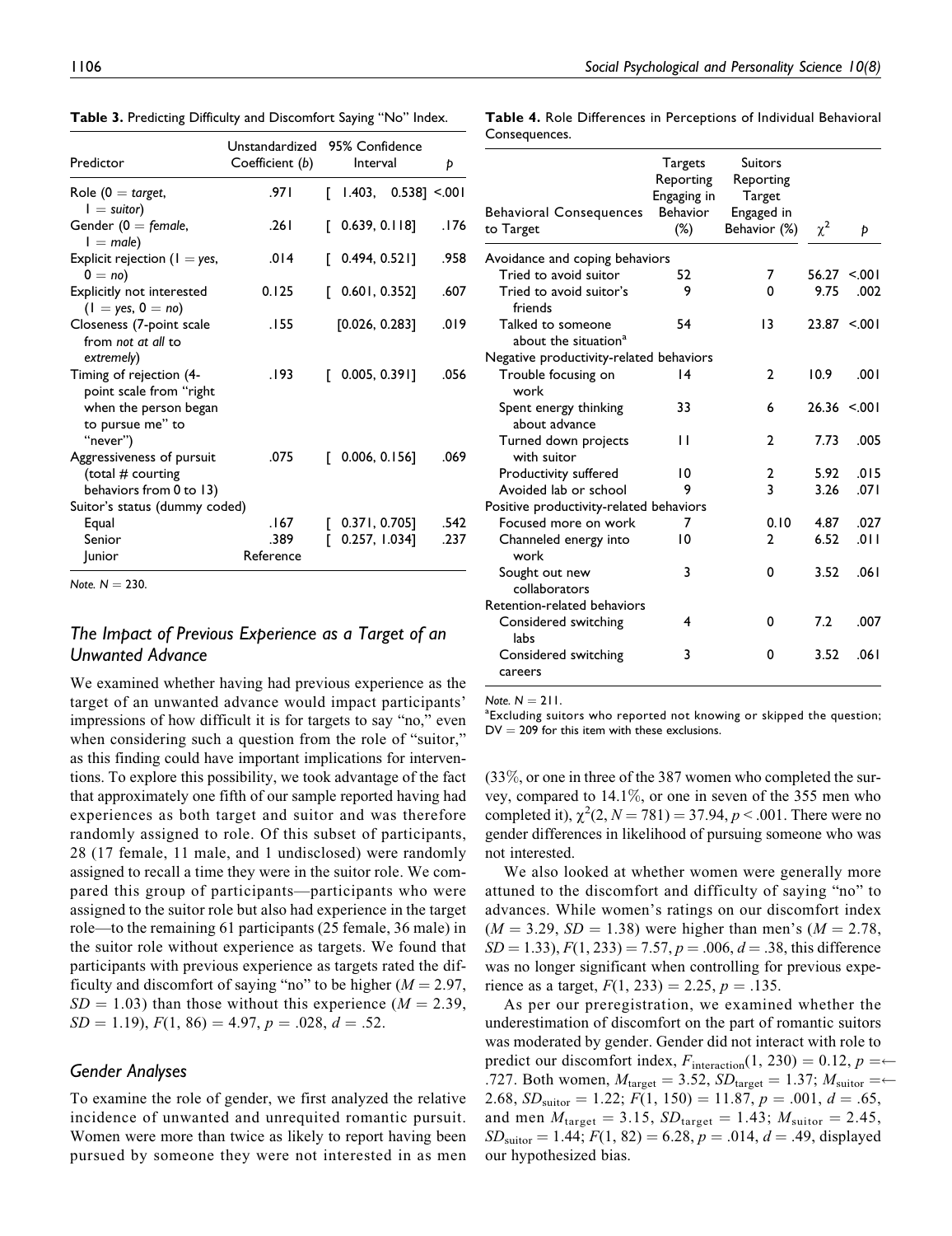**Table 3.** Predicting Difficulty and Discomfort Saying "No" Index.

| Predictor | Unstandardized Coefficient (*b*) | 95% Confidence Interval | *p* |
|---|---|---|---|
| Role (0 = *target*, 1 = *suitor*) | .971 | [ 1.403, 0.538] | <.001 |
| Gender (0 = *female*, 1 = *male*) | .261 | [ 0.639, 0.118] | .176 |
| Explicit rejection (1 = *yes*, 0 = *no*) | .014 | [ 0.494, 0.521] | .958 |
| Explicitly not interested (1 = *yes*, 0 = *no*) | 0.125 | [ 0.601, 0.352] | .607 |
| Closeness (7-point scale from *not at all* to *extremely*) | .155 | [0.026, 0.283] | .019 |
| Timing of rejection (4-point scale from "right when the person began to pursue me" to "never") | .193 | [ 0.005, 0.391] | .056 |
| Aggressiveness of pursuit (total # courting behaviors from 0 to 13) | .075 | [ 0.006, 0.156] | .069 |
| Suitor's status (dummy coded) | | | |
| Equal | .167 | [ 0.371, 0.705] | .542 |
| Senior | .389 | [ 0.257, 1.034] | .237 |
| Junior | Reference | | |

*Note.* $N = 230$.

**Table 4.** Role Differences in Perceptions of Individual Behavioral Consequences.

| Behavioral Consequences to Target | Targets Reporting Engaging in Behavior (%) | Suitors Reporting Target Engaged in Behavior (%) | $\chi^2$ | *p* |
|---|---|---|---|---|
| Avoidance and coping behaviors | | | | |
| Tried to avoid suitor | 52 | 7 | 56.27 | <.001 |
| Tried to avoid suitor's friends | 9 | 0 | 9.75 | .002 |
| Talked to someone about the situation[a] | 54 | 13 | 23.87 | <.001 |
| Negative productivity-related behaviors | | | | |
| Trouble focusing on work | 14 | 2 | 10.9 | .001 |
| Spent energy thinking about advance | 33 | 6 | 26.36 | <.001 |
| Turned down projects with suitor | 11 | 2 | 7.73 | .005 |
| Productivity suffered | 10 | 2 | 5.92 | .015 |
| Avoided lab or school | 9 | 3 | 3.26 | .071 |
| Positive productivity-related behaviors | | | | |
| Focused more on work | 7 | 0.10 | 4.87 | .027 |
| Channeled energy into work | 10 | 2 | 6.52 | .011 |
| Sought out new collaborators | 3 | 0 | 3.52 | .061 |
| Retention-related behaviors | | | | |
| Considered switching labs | 4 | 0 | 7.2 | .007 |
| Considered switching careers | 3 | 0 | 3.52 | .061 |

*Note.* $N = 211$.
[a]Excluding suitors who reported not knowing or skipped the question; DV = 209 for this item with these exclusions.

## The Impact of Previous Experience as a Target of an Unwanted Advance

We examined whether having had previous experience as the target of an unwanted advance would impact participants' impressions of how difficult it is for targets to say "no," even when considering such a question from the role of "suitor," as this finding could have important implications for interventions. To explore this possibility, we took advantage of the fact that approximately one fifth of our sample reported having had experiences as both target and suitor and was therefore randomly assigned to role. Of this subset of participants, 28 (17 female, 11 male, and 1 undisclosed) were randomly assigned to recall a time they were in the suitor role. We compared this group of participants—participants who were assigned to the suitor role but also had experience in the target role—to the remaining 61 participants (25 female, 36 male) in the suitor role without experience as targets. We found that participants with previous experience as targets rated the difficulty and discomfort of saying "no" to be higher ($M = 2.97$, $SD = 1.03$) than those without this experience ($M = 2.39$, $SD = 1.19$), $F(1, 86) = 4.97$, $p = .028$, $d = .52$.

## Gender Analyses

To examine the role of gender, we first analyzed the relative incidence of unwanted and unrequited romantic pursuit. Women were more than twice as likely to report having been pursued by someone they were not interested in as men (33%, or one in three of the 387 women who completed the survey, compared to 14.1%, or one in seven of the 355 men who completed it), $\chi^2(2, N = 781) = 37.94$, $p < .001$. There were no gender differences in likelihood of pursuing someone who was not interested.

We also looked at whether women were generally more attuned to the discomfort and difficulty of saying "no" to advances. While women's ratings on our discomfort index ($M = 3.29$, $SD = 1.38$) were higher than men's ($M = 2.78$, $SD = 1.33$), $F(1, 233) = 7.57$, $p = .006$, $d = .38$, this difference was no longer significant when controlling for previous experience as a target, $F(1, 233) = 2.25$, $p = .135$.

As per our preregistration, we examined whether the underestimation of discomfort on the part of romantic suitors was moderated by gender. Gender did not interact with role to predict our discomfort index, $F_{\text{interaction}}(1, 230) = 0.12$, $p = .727$. Both women, $M_{\text{target}} = 3.52$, $SD_{\text{target}} = 1.37$; $M_{\text{suitor}} = 2.68$, $SD_{\text{suitor}} = 1.22$; $F(1, 150) = 11.87$, $p = .001$, $d = .65$, and men $M_{\text{target}} = 3.15$, $SD_{\text{target}} = 1.43$; $M_{\text{suitor}} = 2.45$, $SD_{\text{suitor}} = 1.44$; $F(1, 82) = 6.28$, $p = .014$, $d = .49$, displayed our hypothesized bias.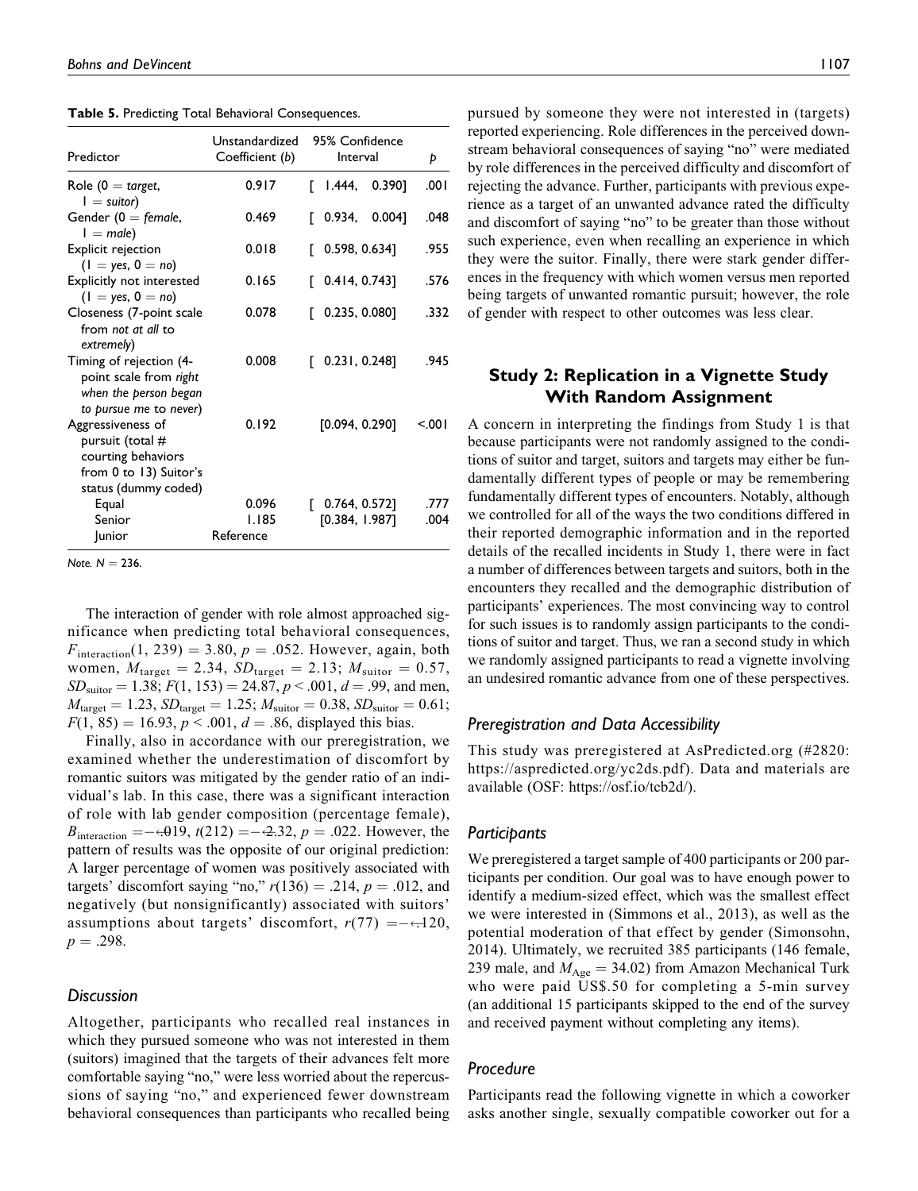**Table 5.** Predicting Total Behavioral Consequences.

| Predictor | Unstandardized Coefficient (b) | 95% Confidence Interval | p |
|---|---|---|---|
| Role (0 = *target*, 1 = *suitor*) | 0.917 | [ 1.444, 0.390] | .001 |
| Gender (0 = *female*, 1 = *male*) | 0.469 | [ 0.934, 0.004] | .048 |
| Explicit rejection (1 = *yes*, 0 = *no*) | 0.018 | [ 0.598, 0.634] | .955 |
| Explicitly not interested (1 = *yes*, 0 = *no*) | 0.165 | [ 0.414, 0.743] | .576 |
| Closeness (7-point scale from *not at all* to *extremely*) | 0.078 | [ 0.235, 0.080] | .332 |
| Timing of rejection (4-point scale from *right when the person began to pursue me* to *never*) | 0.008 | [ 0.231, 0.248] | .945 |
| Aggressiveness of pursuit (total # courting behaviors from 0 to 13) Suitor's status (dummy coded) | 0.192 | [0.094, 0.290] | <.001 |
| Equal | 0.096 | [ 0.764, 0.572] | .777 |
| Senior | 1.185 | [0.384, 1.987] | .004 |
| Junior | Reference | | |

*Note.* N = 236.

The interaction of gender with role almost approached significance when predicting total behavioral consequences, $F_{\text{interaction}}(1, 239) = 3.80$, $p = .052$. However, again, both women, $M_{\text{target}} = 2.34$, $SD_{\text{target}} = 2.13$; $M_{\text{suitor}} = 0.57$, $SD_{\text{suitor}} = 1.38$; $F(1, 153) = 24.87$, $p < .001$, $d = .99$, and men, $M_{\text{target}} = 1.23$, $SD_{\text{target}} = 1.25$; $M_{\text{suitor}} = 0.38$, $SD_{\text{suitor}} = 0.61$; $F(1, 85) = 16.93$, $p < .001$, $d = .86$, displayed this bias.

Finally, also in accordance with our preregistration, we examined whether the underestimation of discomfort by romantic suitors was mitigated by the gender ratio of an individual's lab. In this case, there was a significant interaction of role with lab gender composition (percentage female), $B_{\text{interaction}} = -.019$, $t(212) = -2.32$, $p = .022$. However, the pattern of results was the opposite of our original prediction: A larger percentage of women was positively associated with targets' discomfort saying "no," $r(136) = .214$, $p = .012$, and negatively (but nonsignificantly) associated with suitors' assumptions about targets' discomfort, $r(77) = -.120$, $p = .298$.

### Discussion

Altogether, participants who recalled real instances in which they pursued someone who was not interested in them (suitors) imagined that the targets of their advances felt more comfortable saying "no," were less worried about the repercussions of saying "no," and experienced fewer downstream behavioral consequences than participants who recalled being pursued by someone they were not interested in (targets) reported experiencing. Role differences in the perceived downstream behavioral consequences of saying "no" were mediated by role differences in the perceived difficulty and discomfort of rejecting the advance. Further, participants with previous experience as a target of an unwanted advance rated the difficulty and discomfort of saying "no" to be greater than those without such experience, even when recalling an experience in which they were the suitor. Finally, there were stark gender differences in the frequency with which women versus men reported being targets of unwanted romantic pursuit; however, the role of gender with respect to other outcomes was less clear.

## Study 2: Replication in a Vignette Study With Random Assignment

A concern in interpreting the findings from Study 1 is that because participants were not randomly assigned to the conditions of suitor and target, suitors and targets may either be fundamentally different types of people or may be remembering fundamentally different types of encounters. Notably, although we controlled for all of the ways the two conditions differed in their reported demographic information and in the reported details of the recalled incidents in Study 1, there were in fact a number of differences between targets and suitors, both in the encounters they recalled and the demographic distribution of participants' experiences. The most convincing way to control for such issues is to randomly assign participants to the conditions of suitor and target. Thus, we ran a second study in which we randomly assigned participants to read a vignette involving an undesired romantic advance from one of these perspectives.

### Preregistration and Data Accessibility

This study was preregistered at AsPredicted.org (#2820: https://aspredicted.org/yc2ds.pdf). Data and materials are available (OSF: https://osf.io/tcb2d/).

### Participants

We preregistered a target sample of 400 participants or 200 participants per condition. Our goal was to have enough power to identify a medium-sized effect, which was the smallest effect we were interested in (Simmons et al., 2013), as well as the potential moderation of that effect by gender (Simonsohn, 2014). Ultimately, we recruited 385 participants (146 female, 239 male, and $M_{\text{Age}} = 34.02$) from Amazon Mechanical Turk who were paid US\$.50 for completing a 5-min survey (an additional 15 participants skipped to the end of the survey and received payment without completing any items).

### Procedure

Participants read the following vignette in which a coworker asks another single, sexually compatible coworker out for a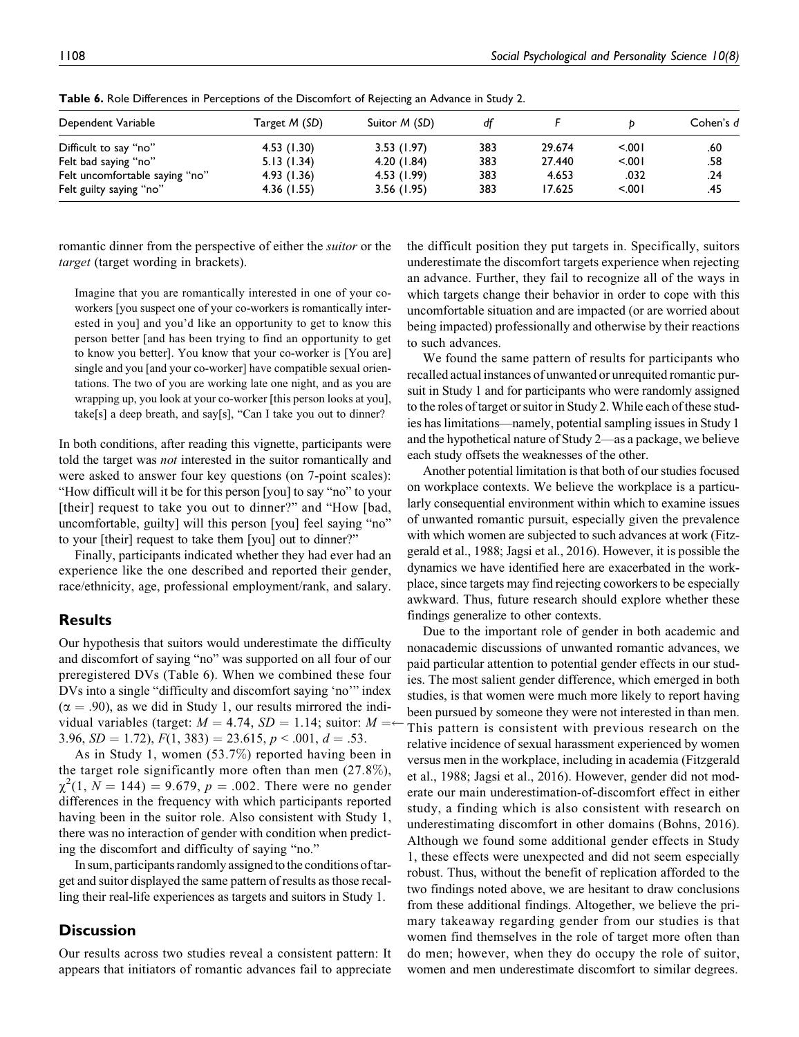**Table 6.** Role Differences in Perceptions of the Discomfort of Rejecting an Advance in Study 2.

| Dependent Variable | Target *M* (*SD*) | Suitor *M* (*SD*) | *df* | *F* | *p* | Cohen's *d* |
|---|---|---|---|---|---|---|
| Difficult to say "no" | 4.53 (1.30) | 3.53 (1.97) | 383 | 29.674 | <.001 | .60 |
| Felt bad saying "no" | 5.13 (1.34) | 4.20 (1.84) | 383 | 27.440 | <.001 | .58 |
| Felt uncomfortable saying "no" | 4.93 (1.36) | 4.53 (1.99) | 383 | 4.653 | .032 | .24 |
| Felt guilty saying "no" | 4.36 (1.55) | 3.56 (1.95) | 383 | 17.625 | <.001 | .45 |

romantic dinner from the perspective of either the *suitor* or the *target* (target wording in brackets).

> Imagine that you are romantically interested in one of your co-workers [you suspect one of your co-workers is romantically interested in you] and you'd like an opportunity to get to know this person better [and has been trying to find an opportunity to get to know you better]. You know that your co-worker is [You are] single and you [and your co-worker] have compatible sexual orientations. The two of you are working late one night, and as you are wrapping up, you look at your co-worker [this person looks at you], take[s] a deep breath, and say[s], "Can I take you out to dinner?

In both conditions, after reading this vignette, participants were told the target was *not* interested in the suitor romantically and were asked to answer four key questions (on 7-point scales): "How difficult will it be for this person [you] to say "no" to your [their] request to take you out to dinner?" and "How [bad, uncomfortable, guilty] will this person [you] feel saying "no" to your [their] request to take them [you] out to dinner?"

Finally, participants indicated whether they had ever had an experience like the one described and reported their gender, race/ethnicity, age, professional employment/rank, and salary.

## Results

Our hypothesis that suitors would underestimate the difficulty and discomfort of saying "no" was supported on all four of our preregistered DVs (Table 6). When we combined these four DVs into a single "difficulty and discomfort saying 'no'" index ($\alpha = .90$), as we did in Study 1, our results mirrored the individual variables (target: $M = 4.74$, $SD = 1.14$; suitor: $M = 3.96$, $SD = 1.72$), $F(1, 383) = 23.615$, $p < .001$, $d = .53$.

As in Study 1, women (53.7%) reported having been in the target role significantly more often than men (27.8%), $\chi^2(1, N = 144) = 9.679$, $p = .002$. There were no gender differences in the frequency with which participants reported having been in the suitor role. Also consistent with Study 1, there was no interaction of gender with condition when predicting the discomfort and difficulty of saying "no."

In sum, participants randomly assigned to the conditions of target and suitor displayed the same pattern of results as those recalling their real-life experiences as targets and suitors in Study 1.

## Discussion

Our results across two studies reveal a consistent pattern: It appears that initiators of romantic advances fail to appreciate the difficult position they put targets in. Specifically, suitors underestimate the discomfort targets experience when rejecting an advance. Further, they fail to recognize all of the ways in which targets change their behavior in order to cope with this uncomfortable situation and are impacted (or are worried about being impacted) professionally and otherwise by their reactions to such advances.

We found the same pattern of results for participants who recalled actual instances of unwanted or unrequited romantic pursuit in Study 1 and for participants who were randomly assigned to the roles of target or suitor in Study 2. While each of these studies has limitations—namely, potential sampling issues in Study 1 and the hypothetical nature of Study 2—as a package, we believe each study offsets the weaknesses of the other.

Another potential limitation is that both of our studies focused on workplace contexts. We believe the workplace is a particularly consequential environment within which to examine issues of unwanted romantic pursuit, especially given the prevalence with which women are subjected to such advances at work (Fitzgerald et al., 1988; Jagsi et al., 2016). However, it is possible the dynamics we have identified here are exacerbated in the workplace, since targets may find rejecting coworkers to be especially awkward. Thus, future research should explore whether these findings generalize to other contexts.

Due to the important role of gender in both academic and nonacademic discussions of unwanted romantic advances, we paid particular attention to potential gender effects in our studies. The most salient gender difference, which emerged in both studies, is that women were much more likely to report having been pursued by someone they were not interested in than men. This pattern is consistent with previous research on the relative incidence of sexual harassment experienced by women versus men in the workplace, including in academia (Fitzgerald et al., 1988; Jagsi et al., 2016). However, gender did not moderate our main underestimation-of-discomfort effect in either study, a finding which is also consistent with research on underestimating discomfort in other domains (Bohns, 2016). Although we found some additional gender effects in Study 1, these effects were unexpected and did not seem especially robust. Thus, without the benefit of replication afforded to the two findings noted above, we are hesitant to draw conclusions from these additional findings. Altogether, we believe the primary takeaway regarding gender from our studies is that women find themselves in the role of target more often than do men; however, when they do occupy the role of suitor, women and men underestimate discomfort to similar degrees.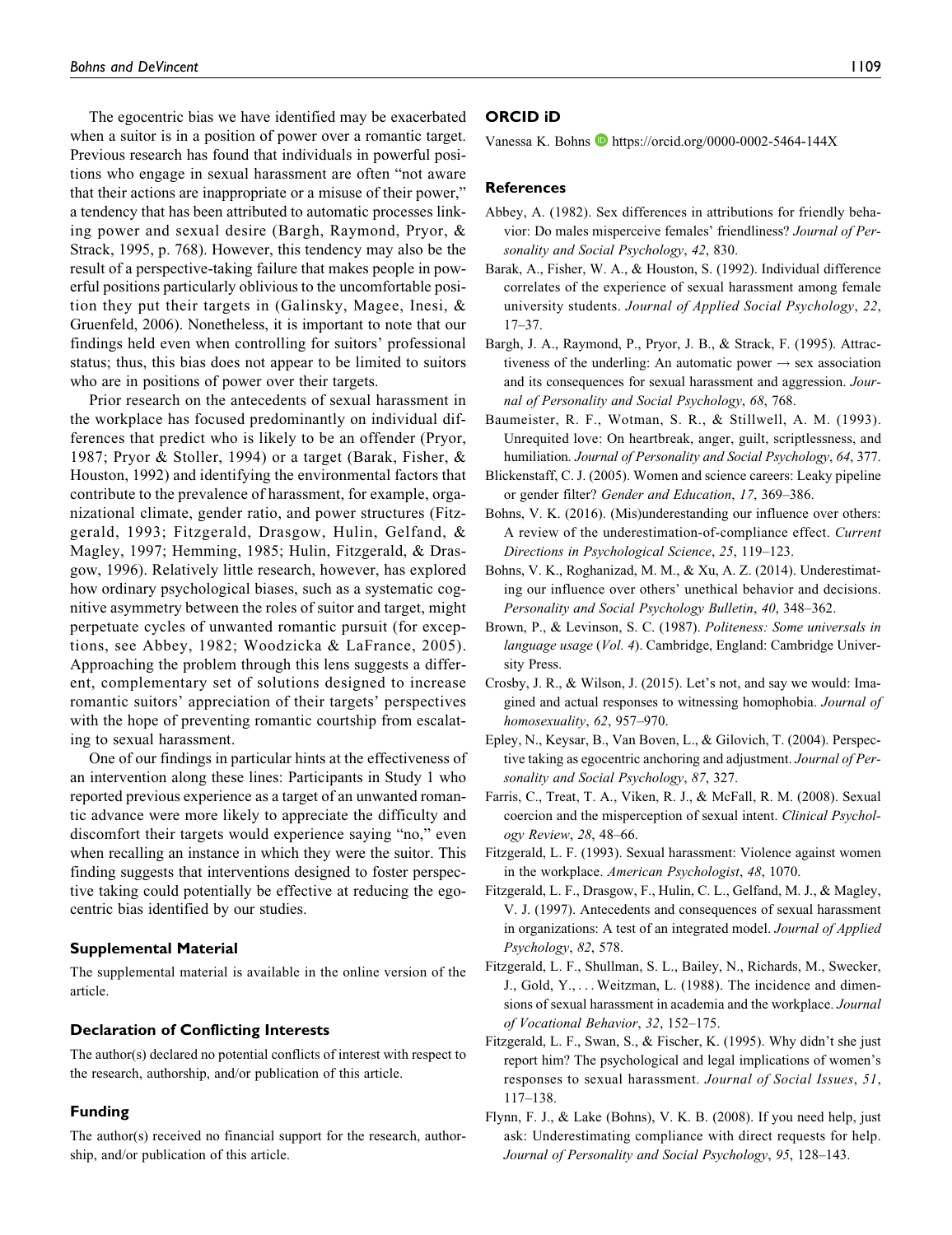The egocentric bias we have identified may be exacerbated when a suitor is in a position of power over a romantic target. Previous research has found that individuals in powerful positions who engage in sexual harassment are often "not aware that their actions are inappropriate or a misuse of their power," a tendency that has been attributed to automatic processes linking power and sexual desire (Bargh, Raymond, Pryor, & Strack, 1995, p. 768). However, this tendency may also be the result of a perspective-taking failure that makes people in powerful positions particularly oblivious to the uncomfortable position they put their targets in (Galinsky, Magee, Inesi, & Gruenfeld, 2006). Nonetheless, it is important to note that our findings held even when controlling for suitors' professional status; thus, this bias does not appear to be limited to suitors who are in positions of power over their targets.

Prior research on the antecedents of sexual harassment in the workplace has focused predominantly on individual differences that predict who is likely to be an offender (Pryor, 1987; Pryor & Stoller, 1994) or a target (Barak, Fisher, & Houston, 1992) and identifying the environmental factors that contribute to the prevalence of harassment, for example, organizational climate, gender ratio, and power structures (Fitzgerald, 1993; Fitzgerald, Drasgow, Hulin, Gelfand, & Magley, 1997; Hemming, 1985; Hulin, Fitzgerald, & Drasgow, 1996). Relatively little research, however, has explored how ordinary psychological biases, such as a systematic cognitive asymmetry between the roles of suitor and target, might perpetuate cycles of unwanted romantic pursuit (for exceptions, see Abbey, 1982; Woodzicka & LaFrance, 2005). Approaching the problem through this lens suggests a different, complementary set of solutions designed to increase romantic suitors' appreciation of their targets' perspectives with the hope of preventing romantic courtship from escalating to sexual harassment.

One of our findings in particular hints at the effectiveness of an intervention along these lines: Participants in Study 1 who reported previous experience as a target of an unwanted romantic advance were more likely to appreciate the difficulty and discomfort their targets would experience saying "no," even when recalling an instance in which they were the suitor. This finding suggests that interventions designed to foster perspective taking could potentially be effective at reducing the egocentric bias identified by our studies.

### Supplemental Material

The supplemental material is available in the online version of the article.

### Declaration of Conflicting Interests

The author(s) declared no potential conflicts of interest with respect to the research, authorship, and/or publication of this article.

### Funding

The author(s) received no financial support for the research, authorship, and/or publication of this article.

### ORCID iD

Vanessa K. Bohns https://orcid.org/0000-0002-5464-144X

### References

Abbey, A. (1982). Sex differences in attributions for friendly behavior: Do males misperceive females' friendliness? *Journal of Personality and Social Psychology*, *42*, 830.

Barak, A., Fisher, W. A., & Houston, S. (1992). Individual difference correlates of the experience of sexual harassment among female university students. *Journal of Applied Social Psychology*, *22*, 17–37.

Bargh, J. A., Raymond, P., Pryor, J. B., & Strack, F. (1995). Attractiveness of the underling: An automatic power → sex association and its consequences for sexual harassment and aggression. *Journal of Personality and Social Psychology*, *68*, 768.

Baumeister, R. F., Wotman, S. R., & Stillwell, A. M. (1993). Unrequited love: On heartbreak, anger, guilt, scriptlessness, and humiliation. *Journal of Personality and Social Psychology*, *64*, 377.

Blickenstaff, C. J. (2005). Women and science careers: Leaky pipeline or gender filter? *Gender and Education*, *17*, 369–386.

Bohns, V. K. (2016). (Mis)understanding our influence over others: A review of the underestimation-of-compliance effect. *Current Directions in Psychological Science*, *25*, 119–123.

Bohns, V. K., Roghanizad, M. M., & Xu, A. Z. (2014). Underestimating our influence over others' unethical behavior and decisions. *Personality and Social Psychology Bulletin*, *40*, 348–362.

Brown, P., & Levinson, S. C. (1987). *Politeness: Some universals in language usage* (*Vol. 4*). Cambridge, England: Cambridge University Press.

Crosby, J. R., & Wilson, J. (2015). Let's not, and say we would: Imagined and actual responses to witnessing homophobia. *Journal of homosexuality*, *62*, 957–970.

Epley, N., Keysar, B., Van Boven, L., & Gilovich, T. (2004). Perspective taking as egocentric anchoring and adjustment. *Journal of Personality and Social Psychology*, *87*, 327.

Farris, C., Treat, T. A., Viken, R. J., & McFall, R. M. (2008). Sexual coercion and the misperception of sexual intent. *Clinical Psychology Review*, *28*, 48–66.

Fitzgerald, L. F. (1993). Sexual harassment: Violence against women in the workplace. *American Psychologist*, *48*, 1070.

Fitzgerald, L. F., Drasgow, F., Hulin, C. L., Gelfand, M. J., & Magley, V. J. (1997). Antecedents and consequences of sexual harassment in organizations: A test of an integrated model. *Journal of Applied Psychology*, *82*, 578.

Fitzgerald, L. F., Shullman, S. L., Bailey, N., Richards, M., Swecker, J., Gold, Y., . . . Weitzman, L. (1988). The incidence and dimensions of sexual harassment in academia and the workplace. *Journal of Vocational Behavior*, *32*, 152–175.

Fitzgerald, L. F., Swan, S., & Fischer, K. (1995). Why didn't she just report him? The psychological and legal implications of women's responses to sexual harassment. *Journal of Social Issues*, *51*, 117–138.

Flynn, F. J., & Lake (Bohns), V. K. B. (2008). If you need help, just ask: Underestimating compliance with direct requests for help. *Journal of Personality and Social Psychology*, *95*, 128–143.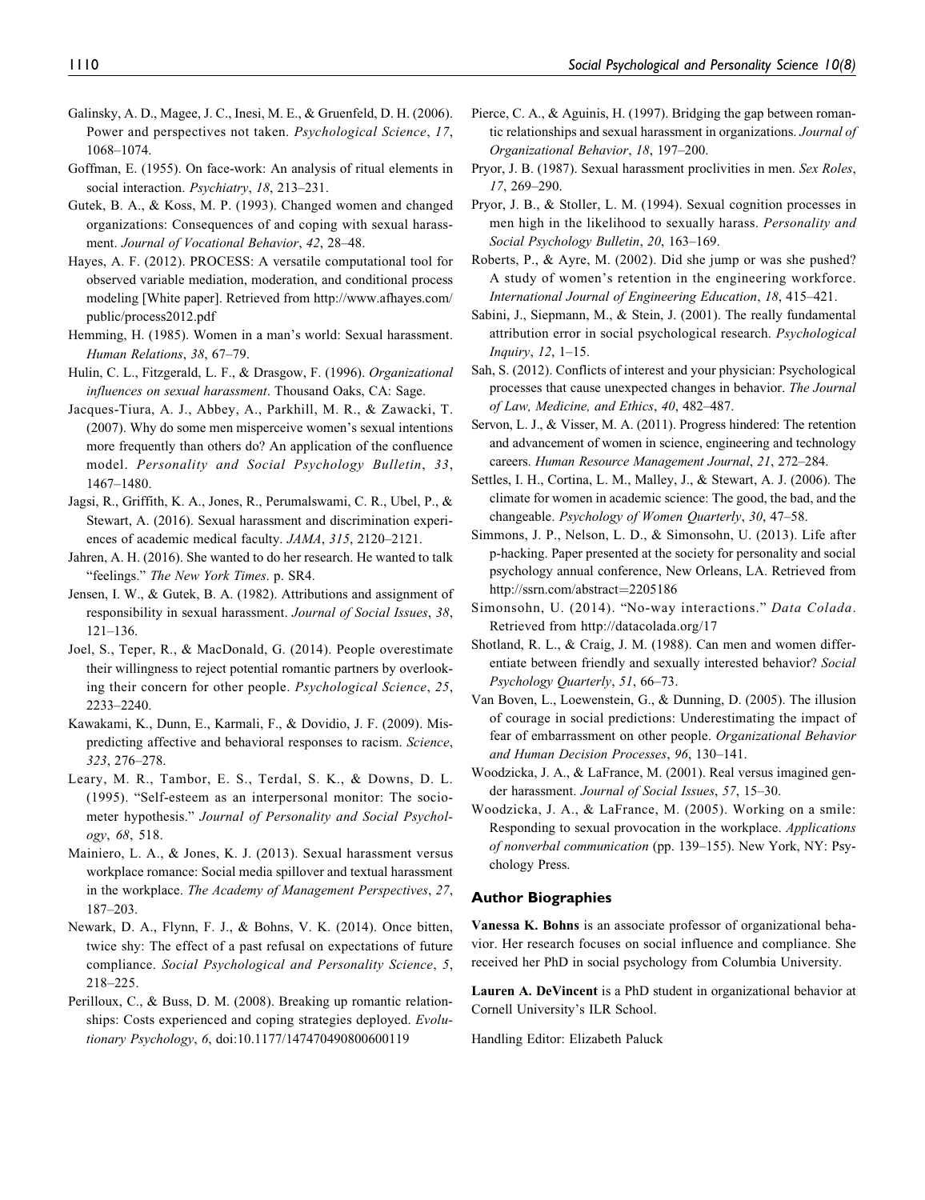Galinsky, A. D., Magee, J. C., Inesi, M. E., & Gruenfeld, D. H. (2006). Power and perspectives not taken. *Psychological Science*, *17*, 1068–1074.

Goffman, E. (1955). On face-work: An analysis of ritual elements in social interaction. *Psychiatry*, *18*, 213–231.

Gutek, B. A., & Koss, M. P. (1993). Changed women and changed organizations: Consequences of and coping with sexual harassment. *Journal of Vocational Behavior*, *42*, 28–48.

Hayes, A. F. (2012). PROCESS: A versatile computational tool for observed variable mediation, moderation, and conditional process modeling [White paper]. Retrieved from http://www.afhayes.com/public/process2012.pdf

Hemming, H. (1985). Women in a man's world: Sexual harassment. *Human Relations*, *38*, 67–79.

Hulin, C. L., Fitzgerald, L. F., & Drasgow, F. (1996). *Organizational influences on sexual harassment*. Thousand Oaks, CA: Sage.

Jacques-Tiura, A. J., Abbey, A., Parkhill, M. R., & Zawacki, T. (2007). Why do some men misperceive women's sexual intentions more frequently than others do? An application of the confluence model. *Personality and Social Psychology Bulletin*, *33*, 1467–1480.

Jagsi, R., Griffith, K. A., Jones, R., Perumalswami, C. R., Ubel, P., & Stewart, A. (2016). Sexual harassment and discrimination experiences of academic medical faculty. *JAMA*, *315*, 2120–2121.

Jahren, A. H. (2016). She wanted to do her research. He wanted to talk "feelings." *The New York Times*. p. SR4.

Jensen, I. W., & Gutek, B. A. (1982). Attributions and assignment of responsibility in sexual harassment. *Journal of Social Issues*, *38*, 121–136.

Joel, S., Teper, R., & MacDonald, G. (2014). People overestimate their willingness to reject potential romantic partners by overlooking their concern for other people. *Psychological Science*, *25*, 2233–2240.

Kawakami, K., Dunn, E., Karmali, F., & Dovidio, J. F. (2009). Mispredicting affective and behavioral responses to racism. *Science*, *323*, 276–278.

Leary, M. R., Tambor, E. S., Terdal, S. K., & Downs, D. L. (1995). "Self-esteem as an interpersonal monitor: The sociometer hypothesis." *Journal of Personality and Social Psychology*, *68*, 518.

Mainiero, L. A., & Jones, K. J. (2013). Sexual harassment versus workplace romance: Social media spillover and textual harassment in the workplace. *The Academy of Management Perspectives*, *27*, 187–203.

Newark, D. A., Flynn, F. J., & Bohns, V. K. (2014). Once bitten, twice shy: The effect of a past refusal on expectations of future compliance. *Social Psychological and Personality Science*, *5*, 218–225.

Perilloux, C., & Buss, D. M. (2008). Breaking up romantic relationships: Costs experienced and coping strategies deployed. *Evolutionary Psychology*, *6*, doi:10.1177/147470490800600119

Pierce, C. A., & Aguinis, H. (1997). Bridging the gap between romantic relationships and sexual harassment in organizations. *Journal of Organizational Behavior*, *18*, 197–200.

Pryor, J. B. (1987). Sexual harassment proclivities in men. *Sex Roles*, *17*, 269–290.

Pryor, J. B., & Stoller, L. M. (1994). Sexual cognition processes in men high in the likelihood to sexually harass. *Personality and Social Psychology Bulletin*, *20*, 163–169.

Roberts, P., & Ayre, M. (2002). Did she jump or was she pushed? A study of women's retention in the engineering workforce. *International Journal of Engineering Education*, *18*, 415–421.

Sabini, J., Siepmann, M., & Stein, J. (2001). The really fundamental attribution error in social psychological research. *Psychological Inquiry*, *12*, 1–15.

Sah, S. (2012). Conflicts of interest and your physician: Psychological processes that cause unexpected changes in behavior. *The Journal of Law, Medicine, and Ethics*, *40*, 482–487.

Servon, L. J., & Visser, M. A. (2011). Progress hindered: The retention and advancement of women in science, engineering and technology careers. *Human Resource Management Journal*, *21*, 272–284.

Settles, I. H., Cortina, L. M., Malley, J., & Stewart, A. J. (2006). The climate for women in academic science: The good, the bad, and the changeable. *Psychology of Women Quarterly*, *30*, 47–58.

Simmons, J. P., Nelson, L. D., & Simonsohn, U. (2013). Life after p-hacking. Paper presented at the society for personality and social psychology annual conference, New Orleans, LA. Retrieved from http://ssrn.com/abstract=2205186

Simonsohn, U. (2014). "No-way interactions." *Data Colada*. Retrieved from http://datacolada.org/17

Shotland, R. L., & Craig, J. M. (1988). Can men and women differentiate between friendly and sexually interested behavior? *Social Psychology Quarterly*, *51*, 66–73.

Van Boven, L., Loewenstein, G., & Dunning, D. (2005). The illusion of courage in social predictions: Underestimating the impact of fear of embarrassment on other people. *Organizational Behavior and Human Decision Processes*, *96*, 130–141.

Woodzicka, J. A., & LaFrance, M. (2001). Real versus imagined gender harassment. *Journal of Social Issues*, *57*, 15–30.

Woodzicka, J. A., & LaFrance, M. (2005). Working on a smile: Responding to sexual provocation in the workplace. *Applications of nonverbal communication* (pp. 139–155). New York, NY: Psychology Press.

## Author Biographies

**Vanessa K. Bohns** is an associate professor of organizational behavior. Her research focuses on social influence and compliance. She received her PhD in social psychology from Columbia University.

**Lauren A. DeVincent** is a PhD student in organizational behavior at Cornell University's ILR School.

Handling Editor: Elizabeth Paluck